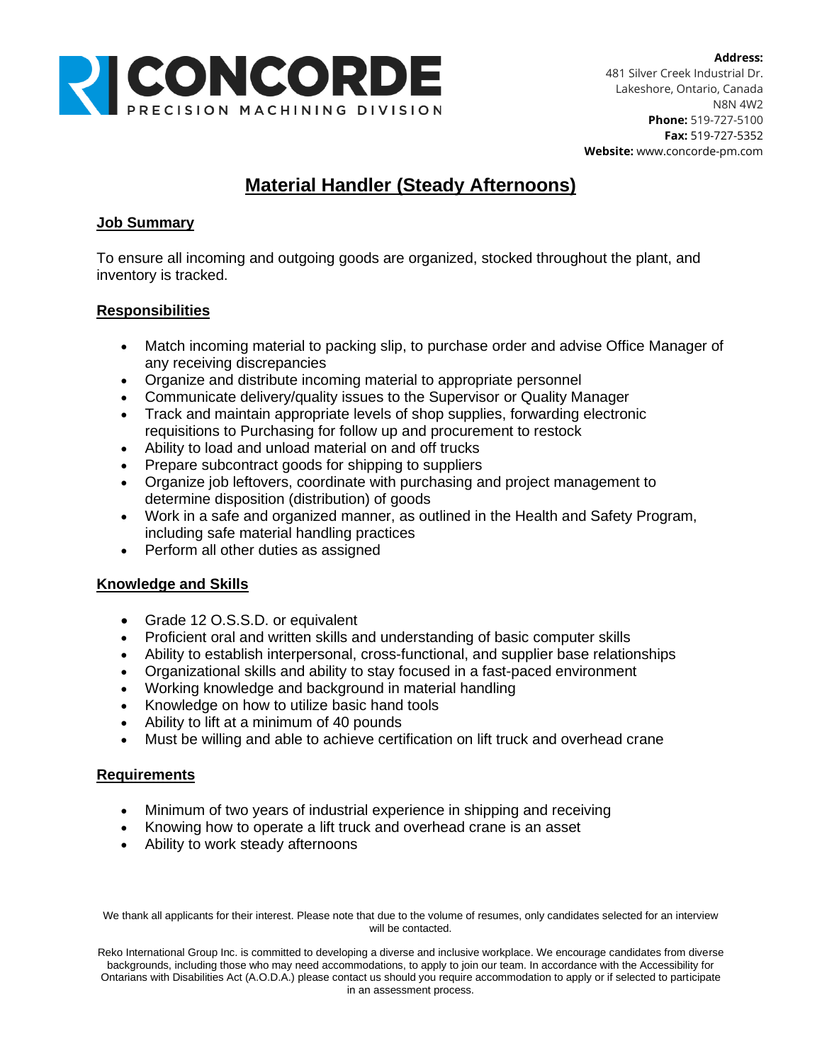**CONCORDE**
PRECISION MACHINING DIVISION

**Address:**
481 Silver Creek Industrial Dr.
Lakeshore, Ontario, Canada
N8N 4W2
**Phone:** 519-727-5100
**Fax:** 519-727-5352
**Website:** www.concorde-pm.com

# Material Handler (Steady Afternoons)

## Job Summary

To ensure all incoming and outgoing goods are organized, stocked throughout the plant, and inventory is tracked.

## Responsibilities

- Match incoming material to packing slip, to purchase order and advise Office Manager of any receiving discrepancies
- Organize and distribute incoming material to appropriate personnel
- Communicate delivery/quality issues to the Supervisor or Quality Manager
- Track and maintain appropriate levels of shop supplies, forwarding electronic requisitions to Purchasing for follow up and procurement to restock
- Ability to load and unload material on and off trucks
- Prepare subcontract goods for shipping to suppliers
- Organize job leftovers, coordinate with purchasing and project management to determine disposition (distribution) of goods
- Work in a safe and organized manner, as outlined in the Health and Safety Program, including safe material handling practices
- Perform all other duties as assigned

## Knowledge and Skills

- Grade 12 O.S.S.D. or equivalent
- Proficient oral and written skills and understanding of basic computer skills
- Ability to establish interpersonal, cross-functional, and supplier base relationships
- Organizational skills and ability to stay focused in a fast-paced environment
- Working knowledge and background in material handling
- Knowledge on how to utilize basic hand tools
- Ability to lift at a minimum of 40 pounds
- Must be willing and able to achieve certification on lift truck and overhead crane

## Requirements

- Minimum of two years of industrial experience in shipping and receiving
- Knowing how to operate a lift truck and overhead crane is an asset
- Ability to work steady afternoons

We thank all applicants for their interest. Please note that due to the volume of resumes, only candidates selected for an interview will be contacted.

Reko International Group Inc. is committed to developing a diverse and inclusive workplace. We encourage candidates from diverse backgrounds, including those who may need accommodations, to apply to join our team. In accordance with the Accessibility for Ontarians with Disabilities Act (A.O.D.A.) please contact us should you require accommodation to apply or if selected to participate in an assessment process.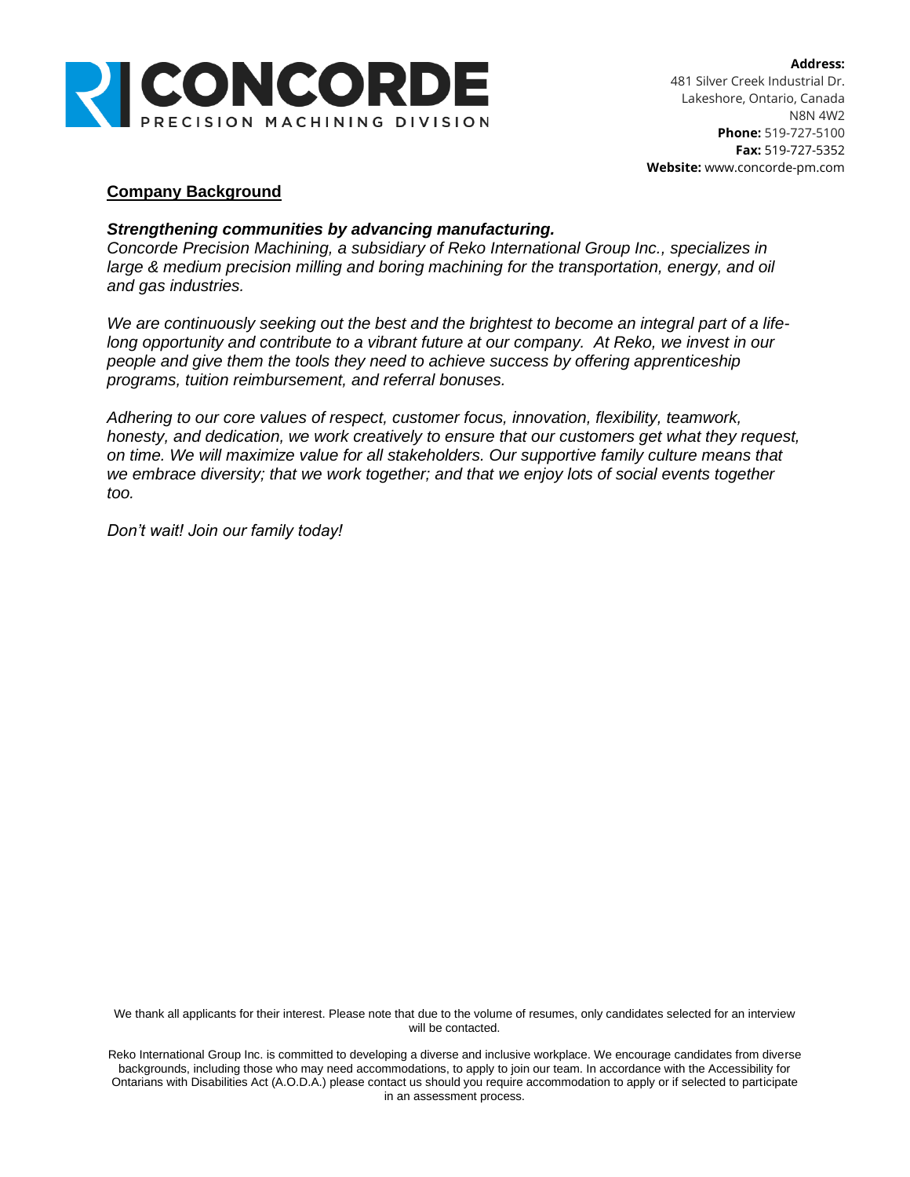**CONCORDE**
PRECISION MACHINING DIVISION

**Address:**
481 Silver Creek Industrial Dr.
Lakeshore, Ontario, Canada
N8N 4W2
**Phone:** 519-727-5100
**Fax:** 519-727-5352
**Website:** www.concorde-pm.com

## Company Background

***Strengthening communities by advancing manufacturing.***
*Concorde Precision Machining, a subsidiary of Reko International Group Inc., specializes in large & medium precision milling and boring machining for the transportation, energy, and oil and gas industries.*

*We are continuously seeking out the best and the brightest to become an integral part of a life-long opportunity and contribute to a vibrant future at our company. At Reko, we invest in our people and give them the tools they need to achieve success by offering apprenticeship programs, tuition reimbursement, and referral bonuses.*

*Adhering to our core values of respect, customer focus, innovation, flexibility, teamwork, honesty, and dedication, we work creatively to ensure that our customers get what they request, on time. We will maximize value for all stakeholders. Our supportive family culture means that we embrace diversity; that we work together; and that we enjoy lots of social events together too.*

*Don't wait! Join our family today!*

We thank all applicants for their interest. Please note that due to the volume of resumes, only candidates selected for an interview will be contacted.

Reko International Group Inc. is committed to developing a diverse and inclusive workplace. We encourage candidates from diverse backgrounds, including those who may need accommodations, to apply to join our team. In accordance with the Accessibility for Ontarians with Disabilities Act (A.O.D.A.) please contact us should you require accommodation to apply or if selected to participate in an assessment process.